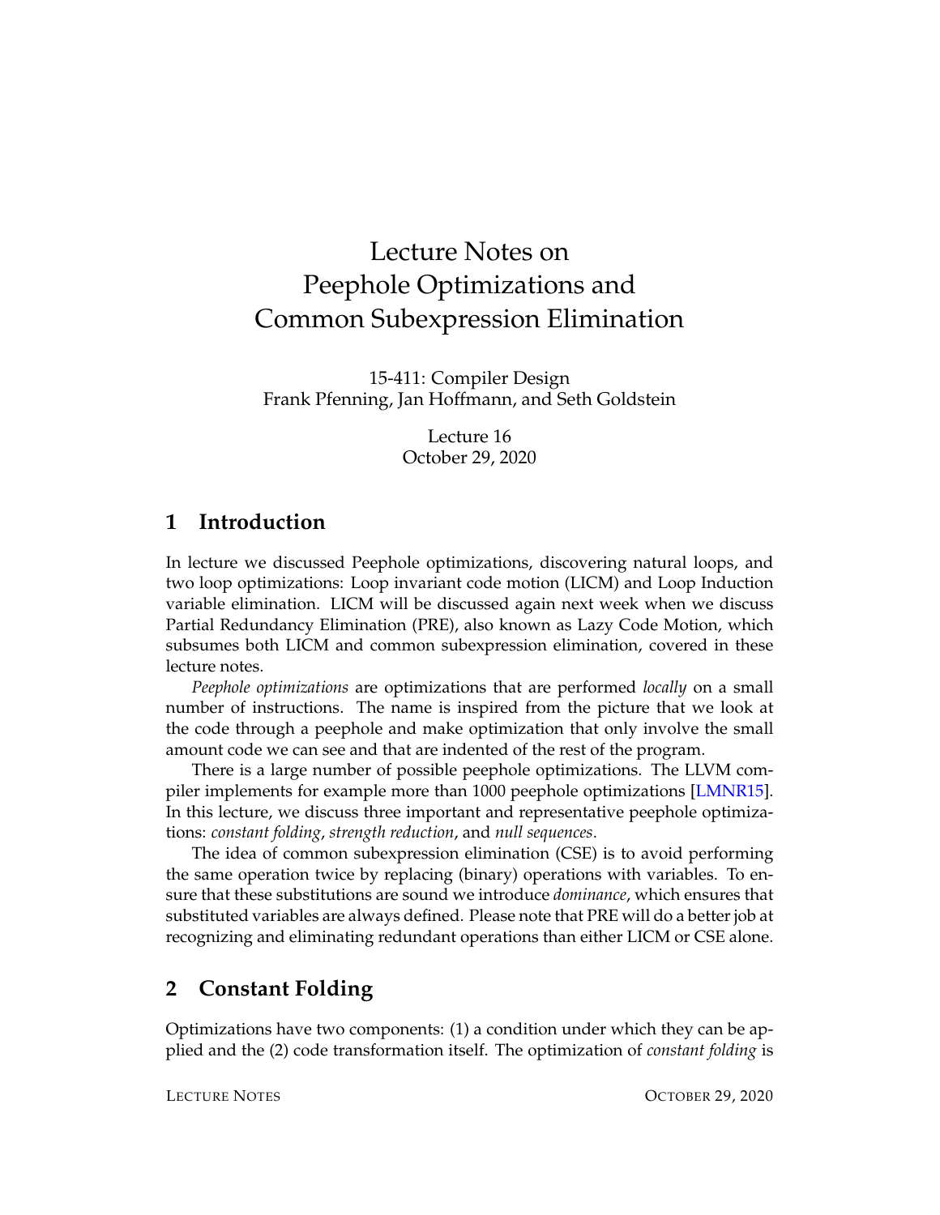# Lecture Notes on Peephole Optimizations and Common Subexpression Elimination

15-411: Compiler Design
Frank Pfenning, Jan Hoffmann, and Seth Goldstein

Lecture 16
October 29, 2020

## 1 Introduction

In lecture we discussed Peephole optimizations, discovering natural loops, and two loop optimizations: Loop invariant code motion (LICM) and Loop Induction variable elimination. LICM will be discussed again next week when we discuss Partial Redundancy Elimination (PRE), also known as Lazy Code Motion, which subsumes both LICM and common subexpression elimination, covered in these lecture notes.

*Peephole optimizations* are optimizations that are performed *locally* on a small number of instructions. The name is inspired from the picture that we look at the code through a peephole and make optimization that only involve the small amount code we can see and that are indented of the rest of the program.

There is a large number of possible peephole optimizations. The LLVM compiler implements for example more than 1000 peephole optimizations [LMNR15]. In this lecture, we discuss three important and representative peephole optimizations: *constant folding*, *strength reduction*, and *null sequences*.

The idea of common subexpression elimination (CSE) is to avoid performing the same operation twice by replacing (binary) operations with variables. To ensure that these substitutions are sound we introduce *dominance*, which ensures that substituted variables are always defined. Please note that PRE will do a better job at recognizing and eliminating redundant operations than either LICM or CSE alone.

## 2 Constant Folding

Optimizations have two components: (1) a condition under which they can be applied and the (2) code transformation itself. The optimization of *constant folding* is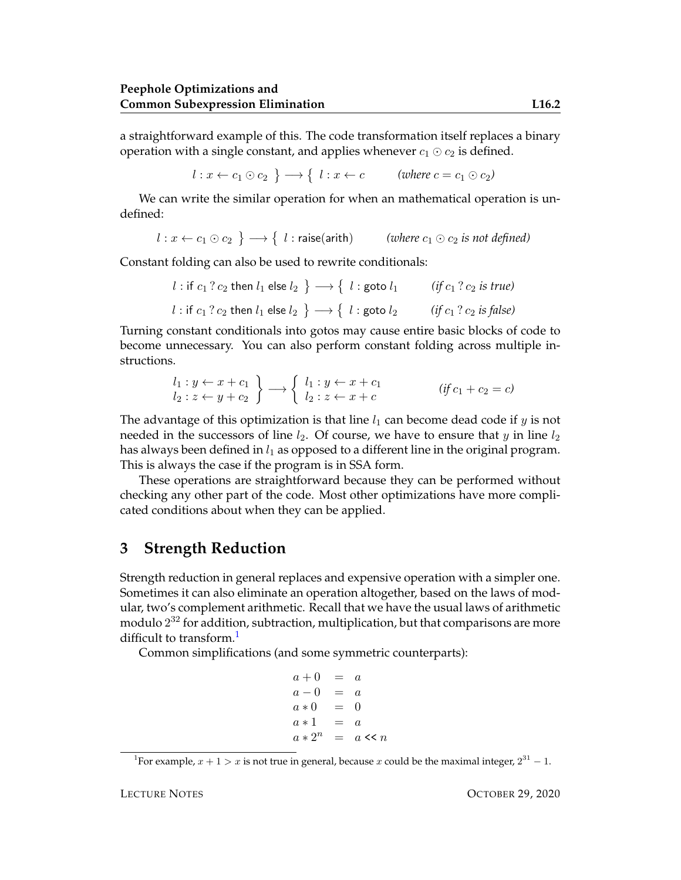a straightforward example of this. The code transformation itself replaces a binary operation with a single constant, and applies whenever $c_1 \odot c_2$ is defined.

$$l : x \leftarrow c_1 \odot c_2 \;\; \} \longrightarrow \{ \;\; l : x \leftarrow c \qquad \textit{(where } c = c_1 \odot c_2\textit{)}$$

We can write the similar operation for when an mathematical operation is undefined:

$$l : x \leftarrow c_1 \odot c_2 \;\; \} \longrightarrow \{ \;\; l : \mathsf{raise}(\mathsf{arith}) \qquad \textit{(where } c_1 \odot c_2 \textit{ is not defined)}$$

Constant folding can also be used to rewrite conditionals:

$$l : \mathsf{if}\ c_1 \mathbin{?} c_2 \ \mathsf{then}\ l_1 \ \mathsf{else}\ l_2 \;\; \} \longrightarrow \{ \;\; l : \mathsf{goto}\ l_1 \qquad \textit{(if } c_1 \mathbin{?} c_2 \textit{ is true)}$$

$$l : \mathsf{if}\ c_1 \mathbin{?} c_2 \ \mathsf{then}\ l_1 \ \mathsf{else}\ l_2 \;\; \} \longrightarrow \{ \;\; l : \mathsf{goto}\ l_2 \qquad \textit{(if } c_1 \mathbin{?} c_2 \textit{ is false)}$$

Turning constant conditionals into gotos may cause entire basic blocks of code to become unnecessary. You can also perform constant folding across multiple instructions.

$$\left.\begin{array}{l} l_1 : y \leftarrow x + c_1 \\ l_2 : z \leftarrow y + c_2 \end{array}\right\} \longrightarrow \left\{\begin{array}{l} l_1 : y \leftarrow x + c_1 \\ l_2 : z \leftarrow x + c \end{array}\right. \qquad \textit{(if } c_1 + c_2 = c\textit{)}$$

The advantage of this optimization is that line $l_1$ can become dead code if $y$ is not needed in the successors of line $l_2$. Of course, we have to ensure that $y$ in line $l_2$ has always been defined in $l_1$ as opposed to a different line in the original program. This is always the case if the program is in SSA form.

These operations are straightforward because they can be performed without checking any other part of the code. Most other optimizations have more complicated conditions about when they can be applied.

## 3 Strength Reduction

Strength reduction in general replaces and expensive operation with a simpler one. Sometimes it can also eliminate an operation altogether, based on the laws of modular, two's complement arithmetic. Recall that we have the usual laws of arithmetic modulo $2^{32}$ for addition, subtraction, multiplication, but that comparisons are more difficult to transform.[1]

Common simplifications (and some symmetric counterparts):

$$\begin{array}{lcl} a + 0 & = & a \\ a - 0 & = & a \\ a * 0 & = & 0 \\ a * 1 & = & a \\ a * 2^n & = & a \mathbin{<\!<} n \end{array}$$

[1] For example, $x + 1 > x$ is not true in general, because $x$ could be the maximal integer, $2^{31} - 1$.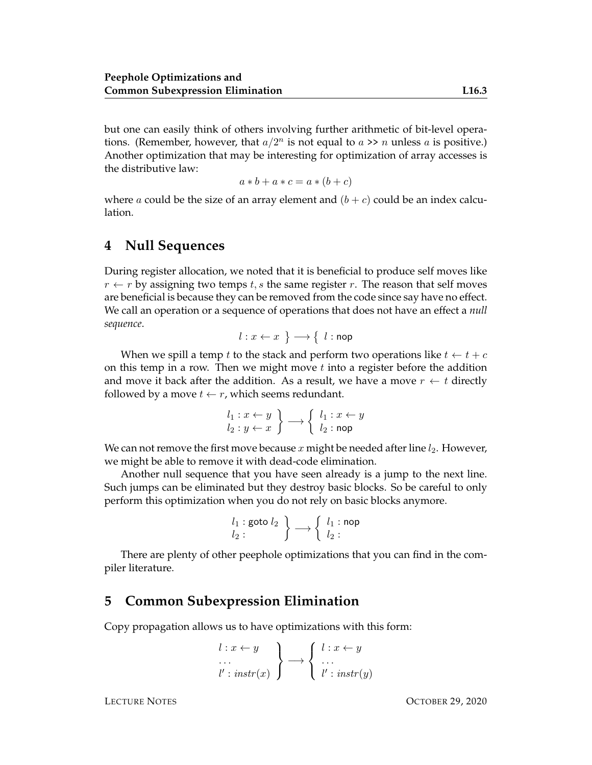but one can easily think of others involving further arithmetic of bit-level operations. (Remember, however, that $a/2^n$ is not equal to $a$ >> $n$ unless $a$ is positive.) Another optimization that may be interesting for optimization of array accesses is the distributive law:

$$a * b + a * c = a * (b + c)$$

where $a$ could be the size of an array element and $(b + c)$ could be an index calculation.

## 4 Null Sequences

During register allocation, we noted that it is beneficial to produce self moves like $r \leftarrow r$ by assigning two temps $t, s$ the same register $r$. The reason that self moves are beneficial is because they can be removed from the code since say have no effect. We call an operation or a sequence of operations that does not have an effect a *null sequence*.

$$l : x \leftarrow x \ \Big\} \longrightarrow \Big\{ \ l : \mathsf{nop}$$

When we spill a temp $t$ to the stack and perform two operations like $t \leftarrow t + c$ on this temp in a row. Then we might move $t$ into a register before the addition and move it back after the addition. As a result, we have a move $r \leftarrow t$ directly followed by a move $t \leftarrow r$, which seems redundant.

$$\left.\begin{array}{l} l_1 : x \leftarrow y \\ l_2 : y \leftarrow x \end{array}\right\} \longrightarrow \left\{\begin{array}{l} l_1 : x \leftarrow y \\ l_2 : \mathsf{nop} \end{array}\right.$$

We can not remove the first move because $x$ might be needed after line $l_2$. However, we might be able to remove it with dead-code elimination.

Another null sequence that you have seen already is a jump to the next line. Such jumps can be eliminated but they destroy basic blocks. So be careful to only perform this optimization when you do not rely on basic blocks anymore.

$$\left.\begin{array}{l} l_1 : \mathsf{goto}\ l_2 \\ l_2 : \end{array}\right\} \longrightarrow \left\{\begin{array}{l} l_1 : \mathsf{nop} \\ l_2 : \end{array}\right.$$

There are plenty of other peephole optimizations that you can find in the compiler literature.

## 5 Common Subexpression Elimination

Copy propagation allows us to have optimizations with this form:

$$\left.\begin{array}{l} l : x \leftarrow y \\ \ldots \\ l' : \mathit{instr}(x) \end{array}\right\} \longrightarrow \left\{\begin{array}{l} l : x \leftarrow y \\ \ldots \\ l' : \mathit{instr}(y) \end{array}\right.$$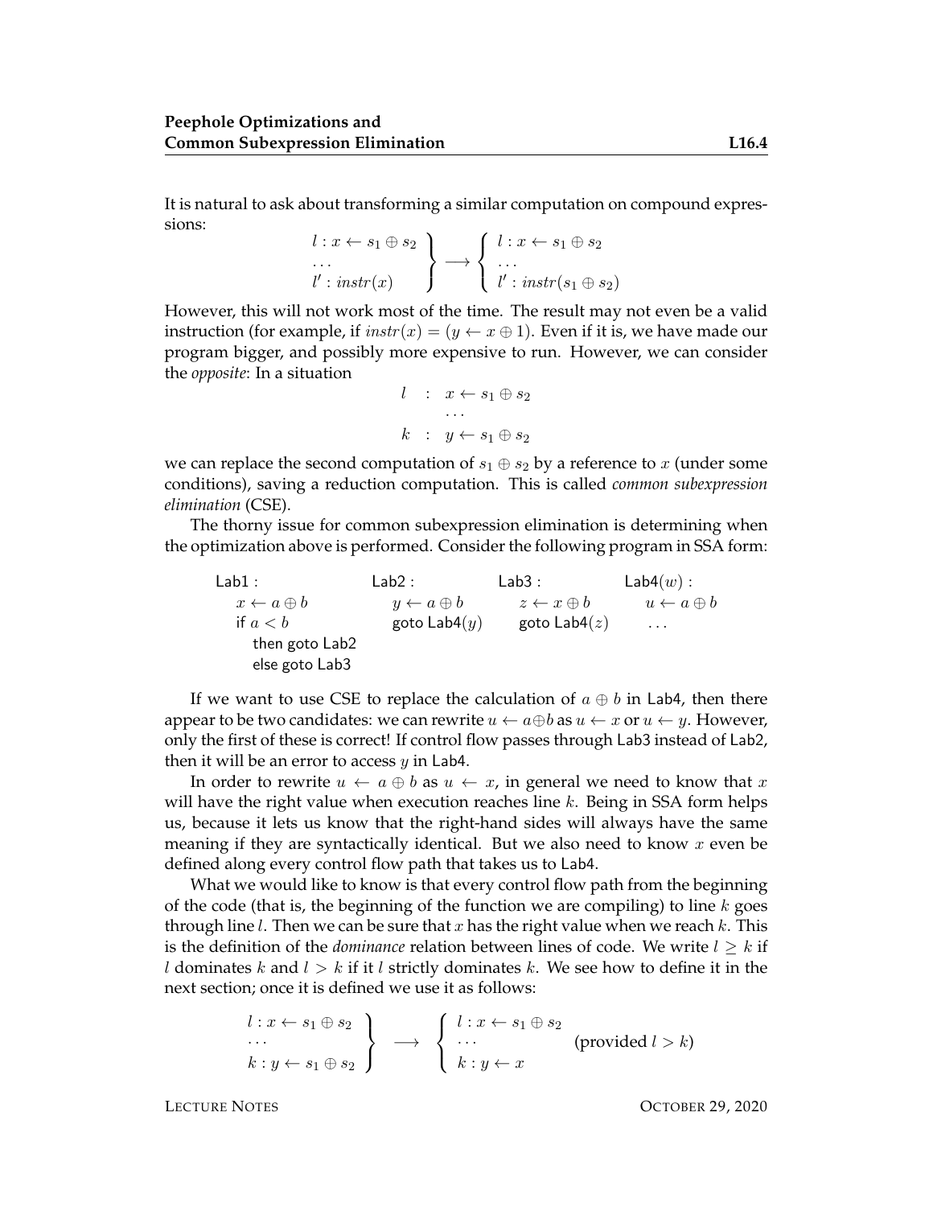It is natural to ask about transforming a similar computation on compound expressions:

$$\left.\begin{array}{l} l : x \leftarrow s_1 \oplus s_2 \\ \ldots \\ l' : instr(x) \end{array}\right\} \longrightarrow \left\{\begin{array}{l} l : x \leftarrow s_1 \oplus s_2 \\ \ldots \\ l' : instr(s_1 \oplus s_2) \end{array}\right.$$

However, this will not work most of the time. The result may not even be a valid instruction (for example, if $instr(x) = (y \leftarrow x \oplus 1)$. Even if it is, we have made our program bigger, and possibly more expensive to run. However, we can consider the *opposite*: In a situation

$$\begin{array}{lcl} l & : & x \leftarrow s_1 \oplus s_2 \\ & & \ldots \\ k & : & y \leftarrow s_1 \oplus s_2 \end{array}$$

we can replace the second computation of $s_1 \oplus s_2$ by a reference to $x$ (under some conditions), saving a reduction computation. This is called *common subexpression elimination* (CSE).

The thorny issue for common subexpression elimination is determining when the optimization above is performed. Consider the following program in SSA form:

```
Lab1 :                Lab2 :            Lab3 :            Lab4(w) :
  x ← a ⊕ b             y ← a ⊕ b         z ← x ⊕ b         u ← a ⊕ b
  if a < b              goto Lab4(y)      goto Lab4(z)      ...
    then goto Lab2
    else goto Lab3
```

If we want to use CSE to replace the calculation of $a \oplus b$ in Lab4, then there appear to be two candidates: we can rewrite $u \leftarrow a \oplus b$ as $u \leftarrow x$ or $u \leftarrow y$. However, only the first of these is correct! If control flow passes through Lab3 instead of Lab2, then it will be an error to access $y$ in Lab4.

In order to rewrite $u \leftarrow a \oplus b$ as $u \leftarrow x$, in general we need to know that $x$ will have the right value when execution reaches line $k$. Being in SSA form helps us, because it lets us know that the right-hand sides will always have the same meaning if they are syntactically identical. But we also need to know $x$ even be defined along every control flow path that takes us to Lab4.

What we would like to know is that every control flow path from the beginning of the code (that is, the beginning of the function we are compiling) to line $k$ goes through line $l$. Then we can be sure that $x$ has the right value when we reach $k$. This is the definition of the *dominance* relation between lines of code. We write $l \geq k$ if $l$ dominates $k$ and $l > k$ if it $l$ strictly dominates $k$. We see how to define it in the next section; once it is defined we use it as follows:

$$\left.\begin{array}{l} l : x \leftarrow s_1 \oplus s_2 \\ \ldots \\ k : y \leftarrow s_1 \oplus s_2 \end{array}\right\} \quad \longrightarrow \quad \left\{\begin{array}{l} l : x \leftarrow s_1 \oplus s_2 \\ \ldots \\ k : y \leftarrow x \end{array}\right. \quad \text{(provided } l > k\text{)}$$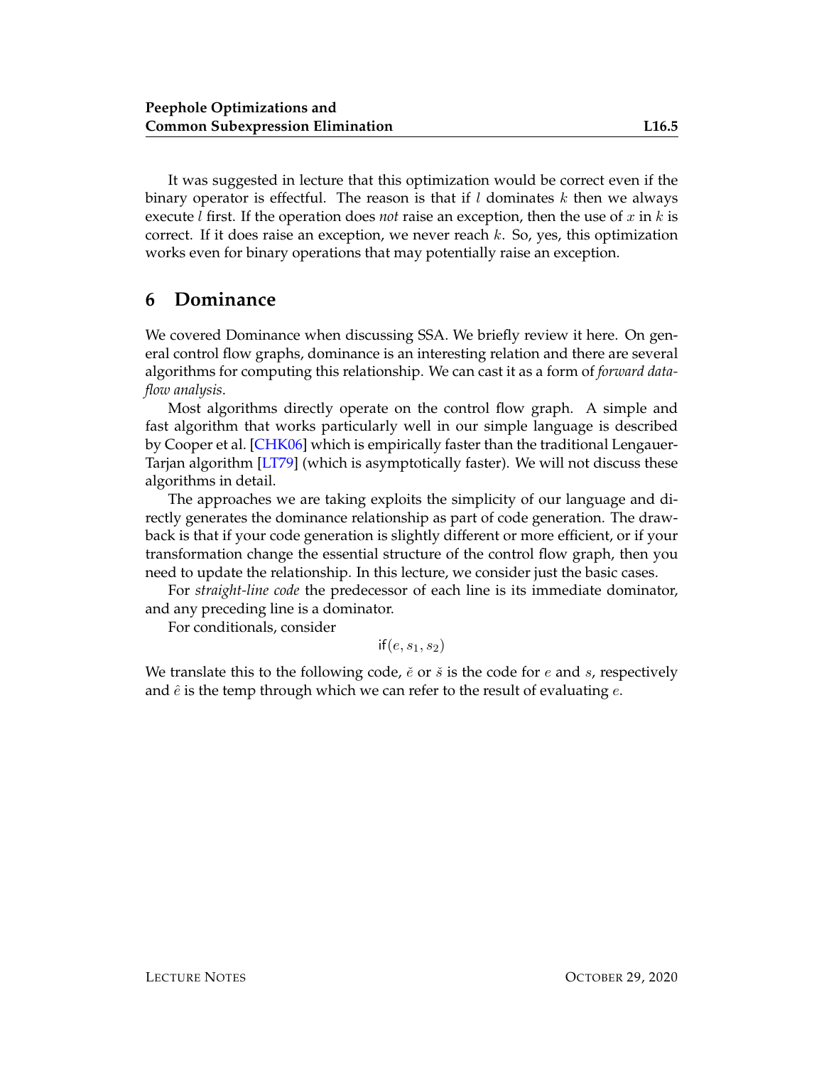It was suggested in lecture that this optimization would be correct even if the binary operator is effectful. The reason is that if $l$ dominates $k$ then we always execute $l$ first. If the operation does *not* raise an exception, then the use of $x$ in $k$ is correct. If it does raise an exception, we never reach $k$. So, yes, this optimization works even for binary operations that may potentially raise an exception.

## 6 Dominance

We covered Dominance when discussing SSA. We briefly review it here. On general control flow graphs, dominance is an interesting relation and there are several algorithms for computing this relationship. We can cast it as a form of *forward dataflow analysis*.

Most algorithms directly operate on the control flow graph. A simple and fast algorithm that works particularly well in our simple language is described by Cooper et al. [CHK06] which is empirically faster than the traditional Lengauer-Tarjan algorithm [LT79] (which is asymptotically faster). We will not discuss these algorithms in detail.

The approaches we are taking exploits the simplicity of our language and directly generates the dominance relationship as part of code generation. The drawback is that if your code generation is slightly different or more efficient, or if your transformation change the essential structure of the control flow graph, then you need to update the relationship. In this lecture, we consider just the basic cases.

For *straight-line code* the predecessor of each line is its immediate dominator, and any preceding line is a dominator.

For conditionals, consider

$$\mathsf{if}(e, s_1, s_2)$$

We translate this to the following code, $\check{e}$ or $\check{s}$ is the code for $e$ and $s$, respectively and $\hat{e}$ is the temp through which we can refer to the result of evaluating $e$.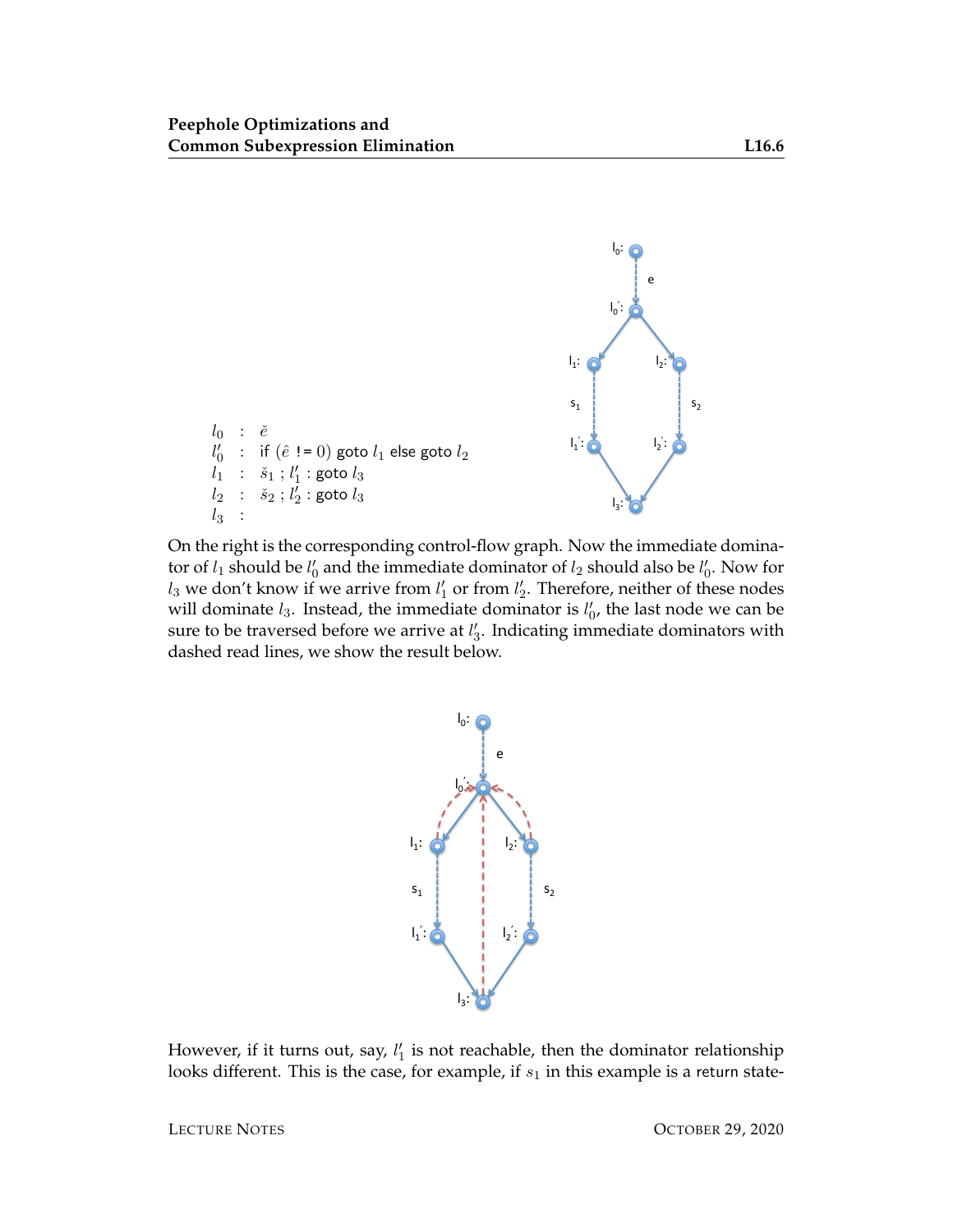$$
\begin{array}{lcl}
l_0 & : & \check{e} \\
l_0' & : & \text{if } (\hat{e} \;!= 0) \text{ goto } l_1 \text{ else goto } l_2 \\
l_1 & : & \check{s}_1 \;;\; l_1' : \text{goto } l_3 \\
l_2 & : & \check{s}_2 \;;\; l_2' : \text{goto } l_3 \\
l_3 & : &
\end{array}
$$

On the right is the corresponding control-flow graph. Now the immediate dominator of $l_1$ should be $l_0'$ and the immediate dominator of $l_2$ should also be $l_0'$. Now for $l_3$ we don't know if we arrive from $l_1'$ or from $l_2'$. Therefore, neither of these nodes will dominate $l_3$. Instead, the immediate dominator is $l_0'$, the last node we can be sure to be traversed before we arrive at $l_3'$. Indicating immediate dominators with dashed read lines, we show the result below.

However, if it turns out, say, $l_1'$ is not reachable, then the dominator relationship looks different. This is the case, for example, if $s_1$ in this example is a return state-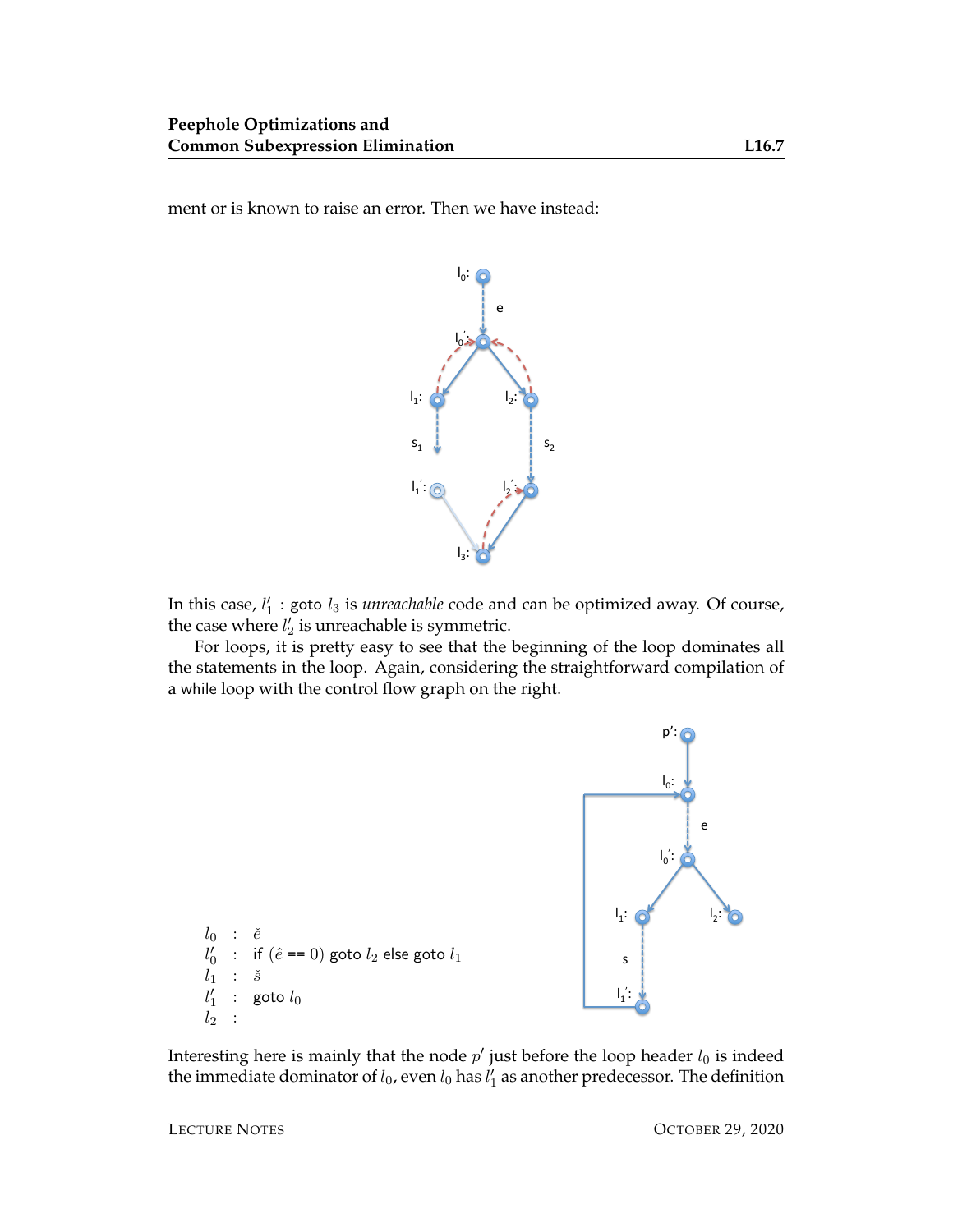ment or is known to raise an error. Then we have instead:

In this case, $l_1'$ : goto $l_3$ is *unreachable* code and can be optimized away. Of course, the case where $l_2'$ is unreachable is symmetric.

For loops, it is pretty easy to see that the beginning of the loop dominates all the statements in the loop. Again, considering the straightforward compilation of a while loop with the control flow graph on the right.

$$
\begin{array}{lcl}
l_0 & : & \check{e} \\
l_0' & : & \text{if } (\hat{e} == 0) \text{ goto } l_2 \text{ else goto } l_1 \\
l_1 & : & \check{s} \\
l_1' & : & \text{goto } l_0 \\
l_2 & : &
\end{array}
$$

Interesting here is mainly that the node $p'$ just before the loop header $l_0$ is indeed the immediate dominator of $l_0$, even $l_0$ has $l_1'$ as another predecessor. The definition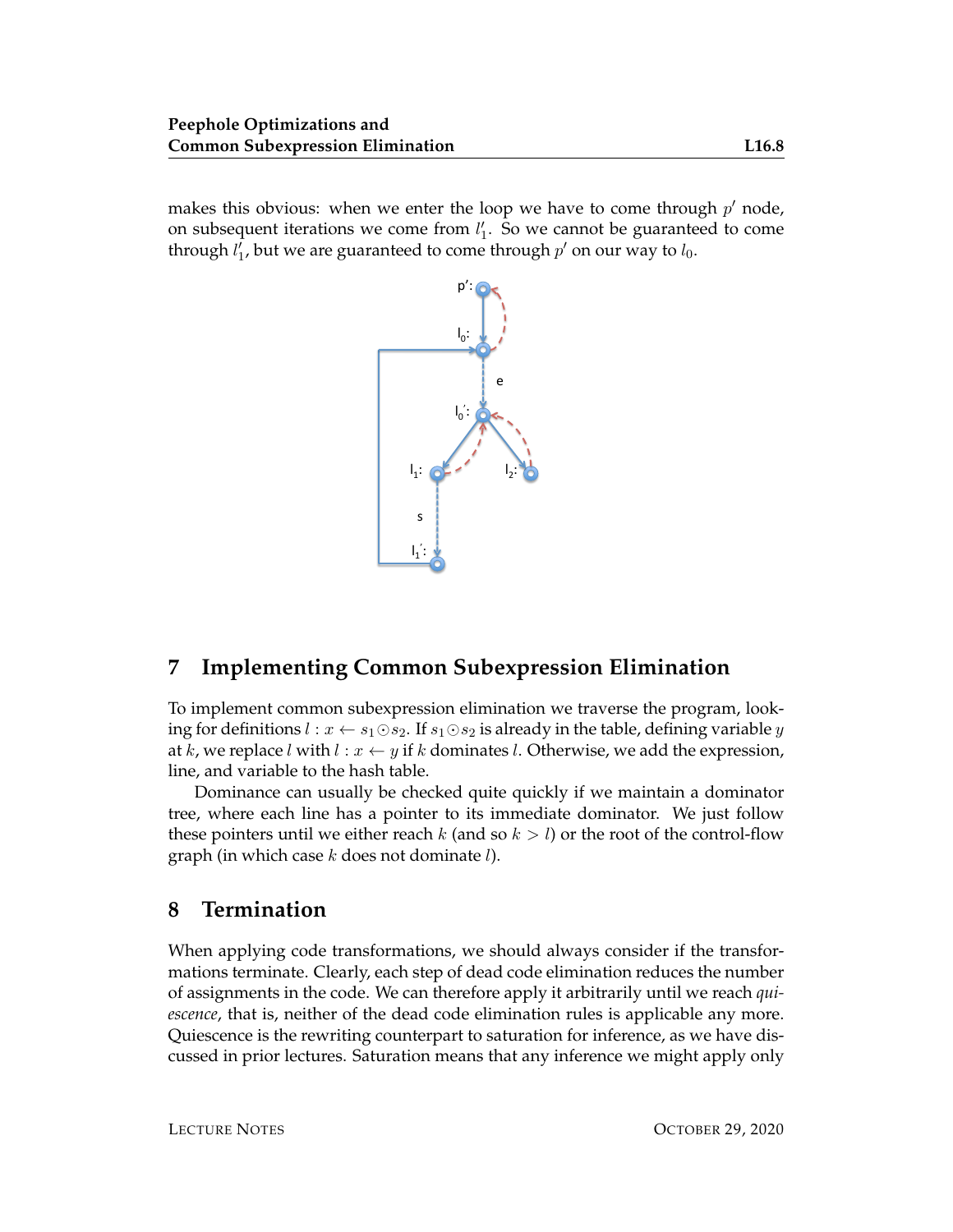makes this obvious: when we enter the loop we have to come through $p'$ node, on subsequent iterations we come from $l_1'$. So we cannot be guaranteed to come through $l_1'$, but we are guaranteed to come through $p'$ on our way to $l_0$.

## 7 Implementing Common Subexpression Elimination

To implement common subexpression elimination we traverse the program, looking for definitions $l : x \leftarrow s_1 \odot s_2$. If $s_1 \odot s_2$ is already in the table, defining variable $y$ at $k$, we replace $l$ with $l : x \leftarrow y$ if $k$ dominates $l$. Otherwise, we add the expression, line, and variable to the hash table.

Dominance can usually be checked quite quickly if we maintain a dominator tree, where each line has a pointer to its immediate dominator. We just follow these pointers until we either reach $k$ (and so $k > l$) or the root of the control-flow graph (in which case $k$ does not dominate $l$).

## 8 Termination

When applying code transformations, we should always consider if the transformations terminate. Clearly, each step of dead code elimination reduces the number of assignments in the code. We can therefore apply it arbitrarily until we reach *quiescence*, that is, neither of the dead code elimination rules is applicable any more. Quiescence is the rewriting counterpart to saturation for inference, as we have discussed in prior lectures. Saturation means that any inference we might apply only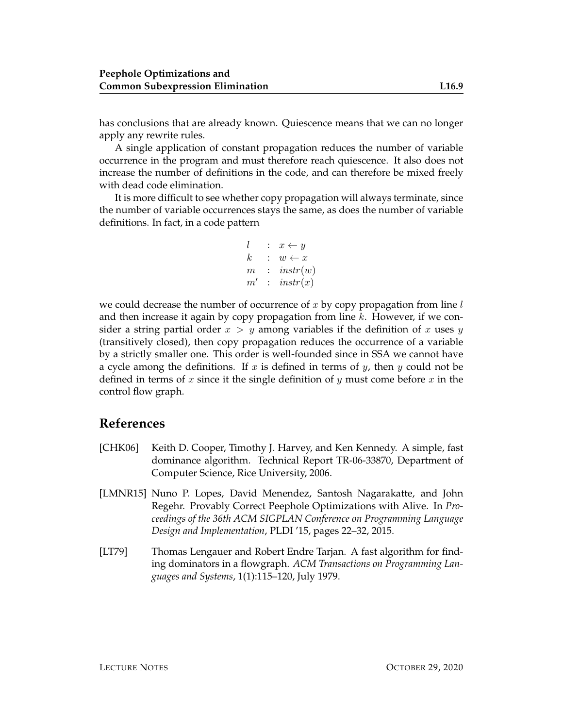has conclusions that are already known. Quiescence means that we can no longer apply any rewrite rules.

A single application of constant propagation reduces the number of variable occurrence in the program and must therefore reach quiescence. It also does not increase the number of definitions in the code, and can therefore be mixed freely with dead code elimination.

It is more difficult to see whether copy propagation will always terminate, since the number of variable occurrences stays the same, as does the number of variable definitions. In fact, in a code pattern

$$
\begin{array}{lcl}
l & : & x \leftarrow y \\
k & : & w \leftarrow x \\
m & : & instr(w) \\
m' & : & instr(x)
\end{array}
$$

we could decrease the number of occurrence of $x$ by copy propagation from line $l$ and then increase it again by copy propagation from line $k$. However, if we consider a string partial order $x > y$ among variables if the definition of $x$ uses $y$ (transitively closed), then copy propagation reduces the occurrence of a variable by a strictly smaller one. This order is well-founded since in SSA we cannot have a cycle among the definitions. If $x$ is defined in terms of $y$, then $y$ could not be defined in terms of $x$ since it the single definition of $y$ must come before $x$ in the control flow graph.

## References

[CHK06] Keith D. Cooper, Timothy J. Harvey, and Ken Kennedy. A simple, fast dominance algorithm. Technical Report TR-06-33870, Department of Computer Science, Rice University, 2006.

[LMNR15] Nuno P. Lopes, David Menendez, Santosh Nagarakatte, and John Regehr. Provably Correct Peephole Optimizations with Alive. In *Proceedings of the 36th ACM SIGPLAN Conference on Programming Language Design and Implementation*, PLDI '15, pages 22–32, 2015.

[LT79] Thomas Lengauer and Robert Endre Tarjan. A fast algorithm for finding dominators in a flowgraph. *ACM Transactions on Programming Languages and Systems*, 1(1):115–120, July 1979.